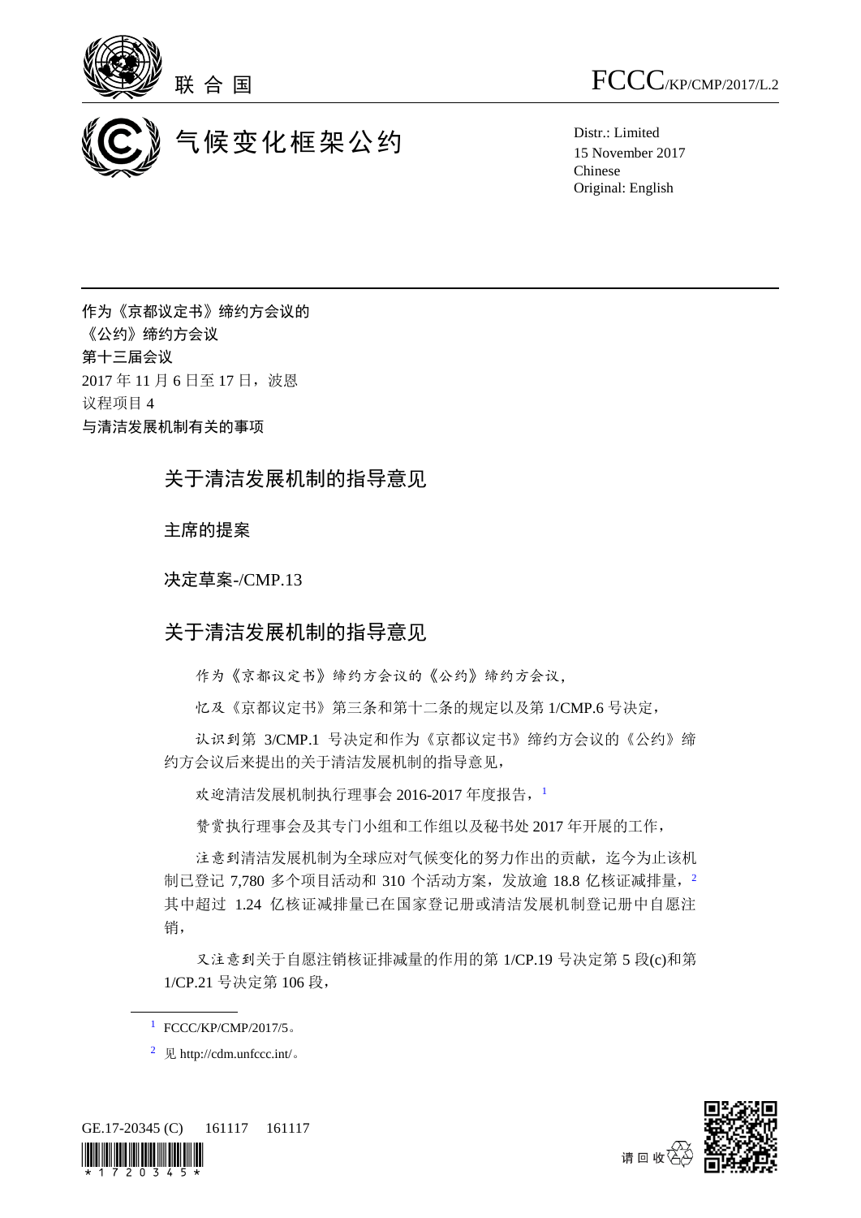联合国

FCCC/KP/CMP/2017/L.2

气候变化框架公约

Distr.: Limited
15 November 2017
Chinese
Original: English

**作为《京都议定书》缔约方会议的**
**《公约》缔约方会议**
**第十三届会议**
2017 年 11 月 6 日至 17 日，波恩
议程项目 4
**与清洁发展机制有关的事项**

# 关于清洁发展机制的指导意见

## 主席的提案

## 决定草案-/CMP.13

# 关于清洁发展机制的指导意见

作为《京都议定书》缔约方会议的《公约》缔约方会议，

忆及《京都议定书》第三条和第十二条的规定以及第 1/CMP.6 号决定，

认识到第 3/CMP.1 号决定和作为《京都议定书》缔约方会议的《公约》缔约方会议后来提出的关于清洁发展机制的指导意见，

欢迎清洁发展机制执行理事会 2016-2017 年度报告，[1]

赞赏执行理事会及其专门小组和工作组以及秘书处 2017 年开展的工作，

注意到清洁发展机制为全球应对气候变化的努力作出的贡献，迄今为止该机制已登记 7,780 多个项目活动和 310 个活动方案，发放逾 18.8 亿核证减排量，[2] 其中超过 1.24 亿核证减排量已在国家登记册或清洁发展机制登记册中自愿注销，

又注意到关于自愿注销核证排减量的作用的第 1/CP.19 号决定第 5 段(c)和第 1/CP.21 号决定第 106 段，

---

[1] FCCC/KP/CMP/2017/5。

[2] 见 http://cdm.unfccc.int/。

GE.17-20345 (C) 161117 161117

请回收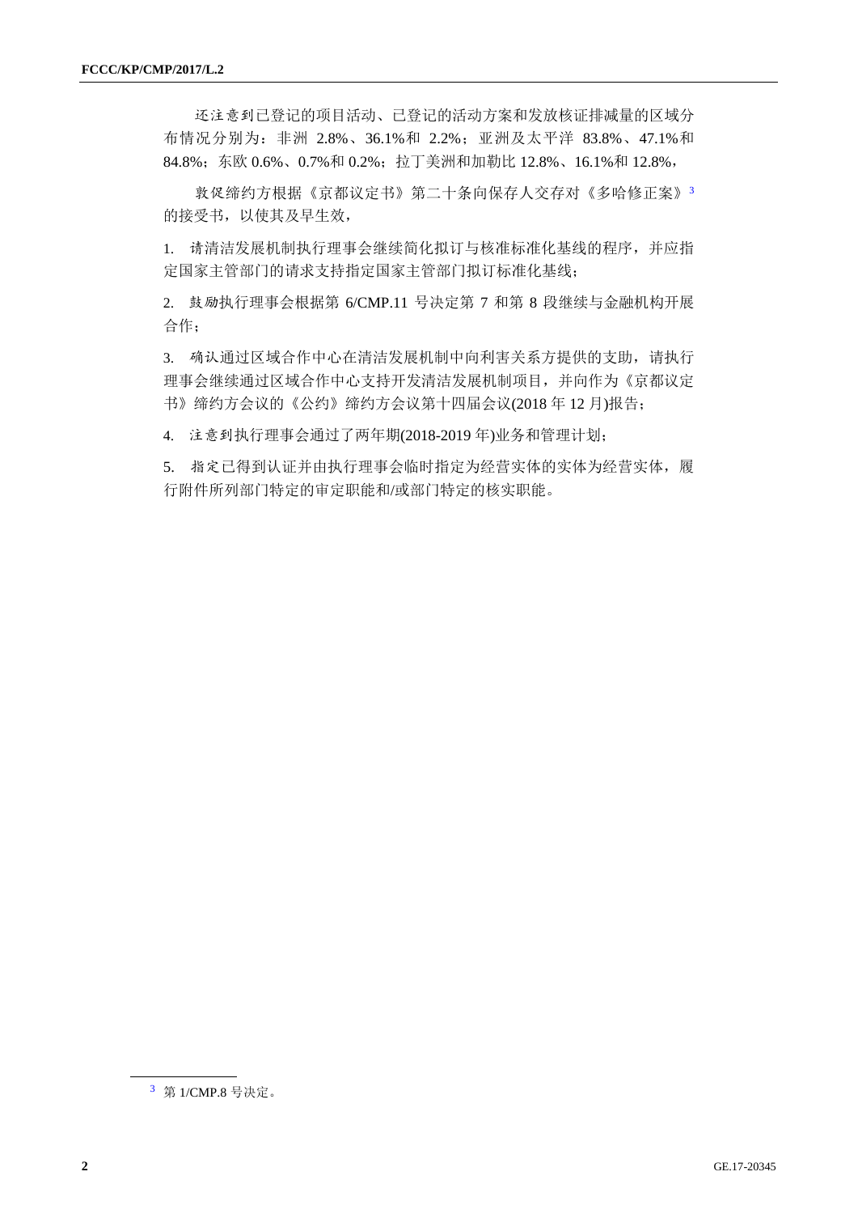*还注意到*已登记的项目活动、已登记的活动方案和发放核证排减量的区域分布情况分别为：非洲 2.8%、36.1%和 2.2%；亚洲及太平洋 83.8%、47.1%和 84.8%；东欧 0.6%、0.7%和 0.2%；拉丁美洲和加勒比 12.8%、16.1%和 12.8%，

*敦促*缔约方根据《京都议定书》第二十条向保存人交存对《多哈修正案》[3]的接受书，以使其及早生效，

1. *请*清洁发展机制执行理事会继续简化拟订与核准标准化基线的程序，并应指定国家主管部门的请求支持指定国家主管部门拟订标准化基线；

2. *鼓励*执行理事会根据第 6/CMP.11 号决定第 7 和第 8 段继续与金融机构开展合作；

3. *确认*通过区域合作中心在清洁发展机制中向利害关系方提供的支助，请执行理事会继续通过区域合作中心支持开发清洁发展机制项目，并向作为《京都议定书》缔约方会议的《公约》缔约方会议第十四届会议(2018 年 12 月)报告；

4. *注意到*执行理事会通过了两年期(2018-2019 年)业务和管理计划；

5. *指定*已得到认证并由执行理事会临时指定为经营实体的实体为经营实体，履行附件所列部门特定的审定职能和/或部门特定的核实职能。

---

[3] 第 1/CMP.8 号决定。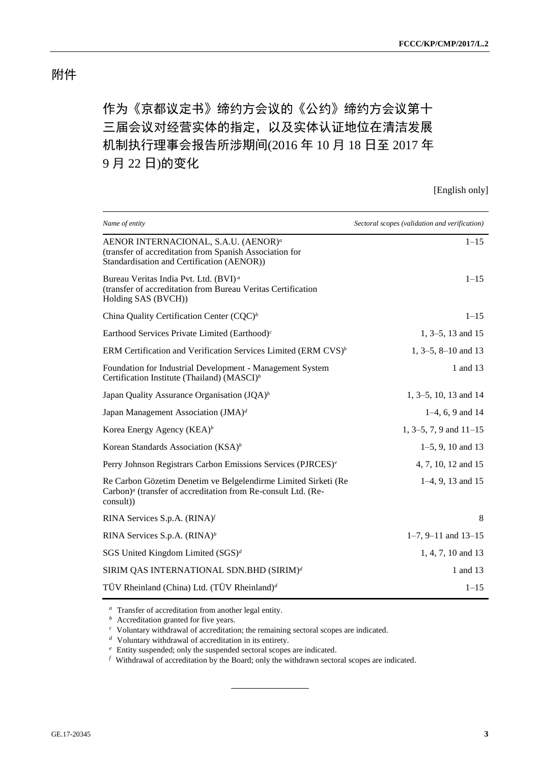# 附件

## 作为《京都议定书》缔约方会议的《公约》缔约方会议第十三届会议对经营实体的指定，以及实体认证地位在清洁发展机制执行理事会报告所涉期间(2016 年 10 月 18 日至 2017 年 9 月 22 日)的变化

[English only]

| *Name of entity* | *Sectoral scopes (validation and verification)* |
|---|---|
| AENOR INTERNACIONAL, S.A.U. (AENOR)[a] (transfer of accreditation from Spanish Association for Standardisation and Certification (AENOR)) | 1–15 |
| Bureau Veritas India Pvt. Ltd. (BVI)[a] (transfer of accreditation from Bureau Veritas Certification Holding SAS (BVCH)) | 1–15 |
| China Quality Certification Center (CQC)[b] | 1–15 |
| Earthood Services Private Limited (Earthood)[c] | 1, 3–5, 13 and 15 |
| ERM Certification and Verification Services Limited (ERM CVS)[b] | 1, 3–5, 8–10 and 13 |
| Foundation for Industrial Development - Management System Certification Institute (Thailand) (MASCI)[b] | 1 and 13 |
| Japan Quality Assurance Organisation (JQA)[b] | 1, 3–5, 10, 13 and 14 |
| Japan Management Association (JMA)[d] | 1–4, 6, 9 and 14 |
| Korea Energy Agency (KEA)[b] | 1, 3–5, 7, 9 and 11–15 |
| Korean Standards Association (KSA)[b] | 1–5, 9, 10 and 13 |
| Perry Johnson Registrars Carbon Emissions Services (PJRCES)[e] | 4, 7, 10, 12 and 15 |
| Re Carbon Gözetim Denetim ve Belgelendirme Limited Sirketi (Re Carbon)[a] (transfer of accreditation from Re-consult Ltd. (Re-consult)) | 1–4, 9, 13 and 15 |
| RINA Services S.p.A. (RINA)[f] | 8 |
| RINA Services S.p.A. (RINA)[b] | 1–7, 9–11 and 13–15 |
| SGS United Kingdom Limited (SGS)[d] | 1, 4, 7, 10 and 13 |
| SIRIM QAS INTERNATIONAL SDN.BHD (SIRIM)[d] | 1 and 13 |
| TÜV Rheinland (China) Ltd. (TÜV Rheinland)[d] | 1–15 |

[a] Transfer of accreditation from another legal entity.
[b] Accreditation granted for five years.
[c] Voluntary withdrawal of accreditation; the remaining sectoral scopes are indicated.
[d] Voluntary withdrawal of accreditation in its entirety.
[e] Entity suspended; only the suspended sectoral scopes are indicated.
[f] Withdrawal of accreditation by the Board; only the withdrawn sectoral scopes are indicated.